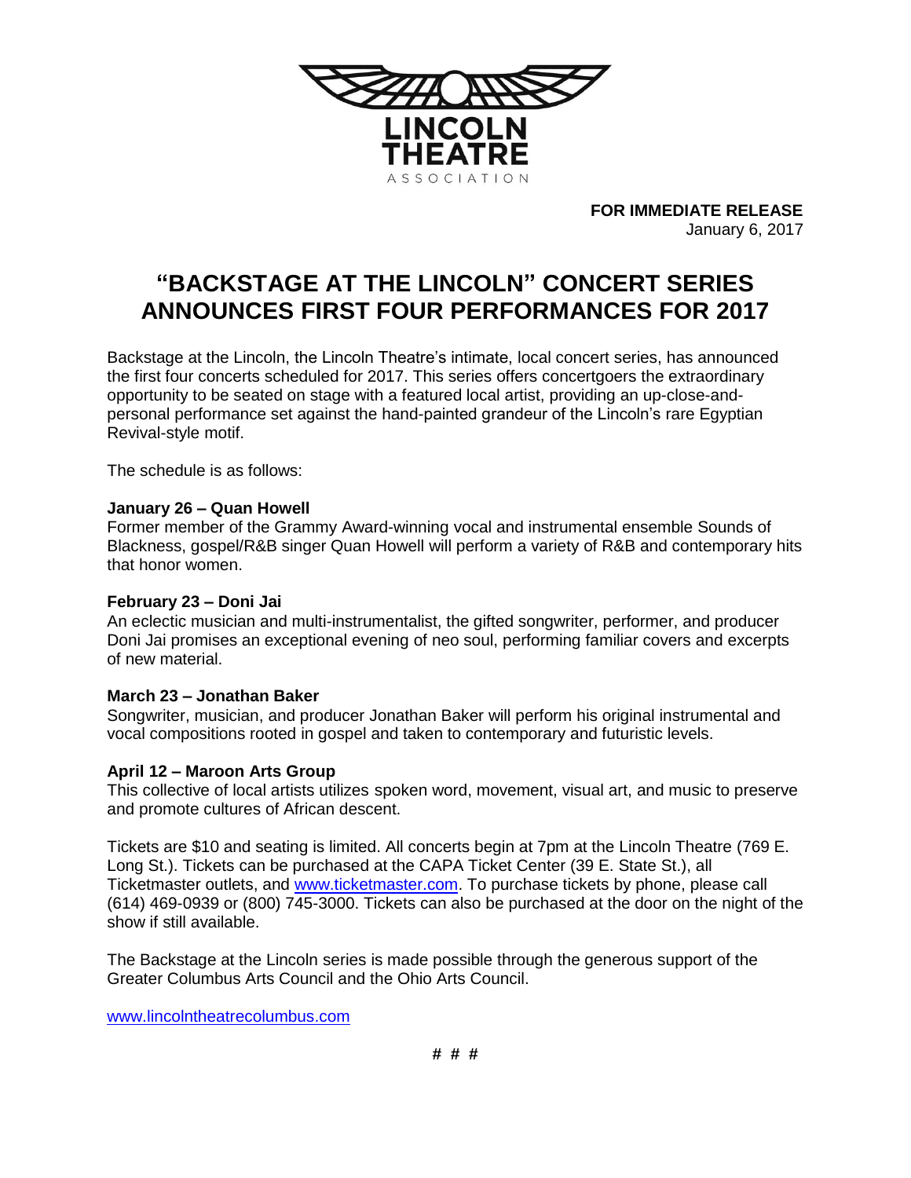LINCOLN THEATRE ASSOCIATION

**FOR IMMEDIATE RELEASE**
January 6, 2017

# "BACKSTAGE AT THE LINCOLN" CONCERT SERIES ANNOUNCES FIRST FOUR PERFORMANCES FOR 2017

Backstage at the Lincoln, the Lincoln Theatre's intimate, local concert series, has announced the first four concerts scheduled for 2017. This series offers concertgoers the extraordinary opportunity to be seated on stage with a featured local artist, providing an up-close-and-personal performance set against the hand-painted grandeur of the Lincoln's rare Egyptian Revival-style motif.

The schedule is as follows:

**January 26 – Quan Howell**
Former member of the Grammy Award-winning vocal and instrumental ensemble Sounds of Blackness, gospel/R&B singer Quan Howell will perform a variety of R&B and contemporary hits that honor women.

**February 23 – Doni Jai**
An eclectic musician and multi-instrumentalist, the gifted songwriter, performer, and producer Doni Jai promises an exceptional evening of neo soul, performing familiar covers and excerpts of new material.

**March 23 – Jonathan Baker**
Songwriter, musician, and producer Jonathan Baker will perform his original instrumental and vocal compositions rooted in gospel and taken to contemporary and futuristic levels.

**April 12 – Maroon Arts Group**
This collective of local artists utilizes spoken word, movement, visual art, and music to preserve and promote cultures of African descent.

Tickets are $10 and seating is limited. All concerts begin at 7pm at the Lincoln Theatre (769 E. Long St.). Tickets can be purchased at the CAPA Ticket Center (39 E. State St.), all Ticketmaster outlets, and www.ticketmaster.com. To purchase tickets by phone, please call (614) 469-0939 or (800) 745-3000. Tickets can also be purchased at the door on the night of the show if still available.

The Backstage at the Lincoln series is made possible through the generous support of the Greater Columbus Arts Council and the Ohio Arts Council.

www.lincolntheatrecolumbus.com

# # #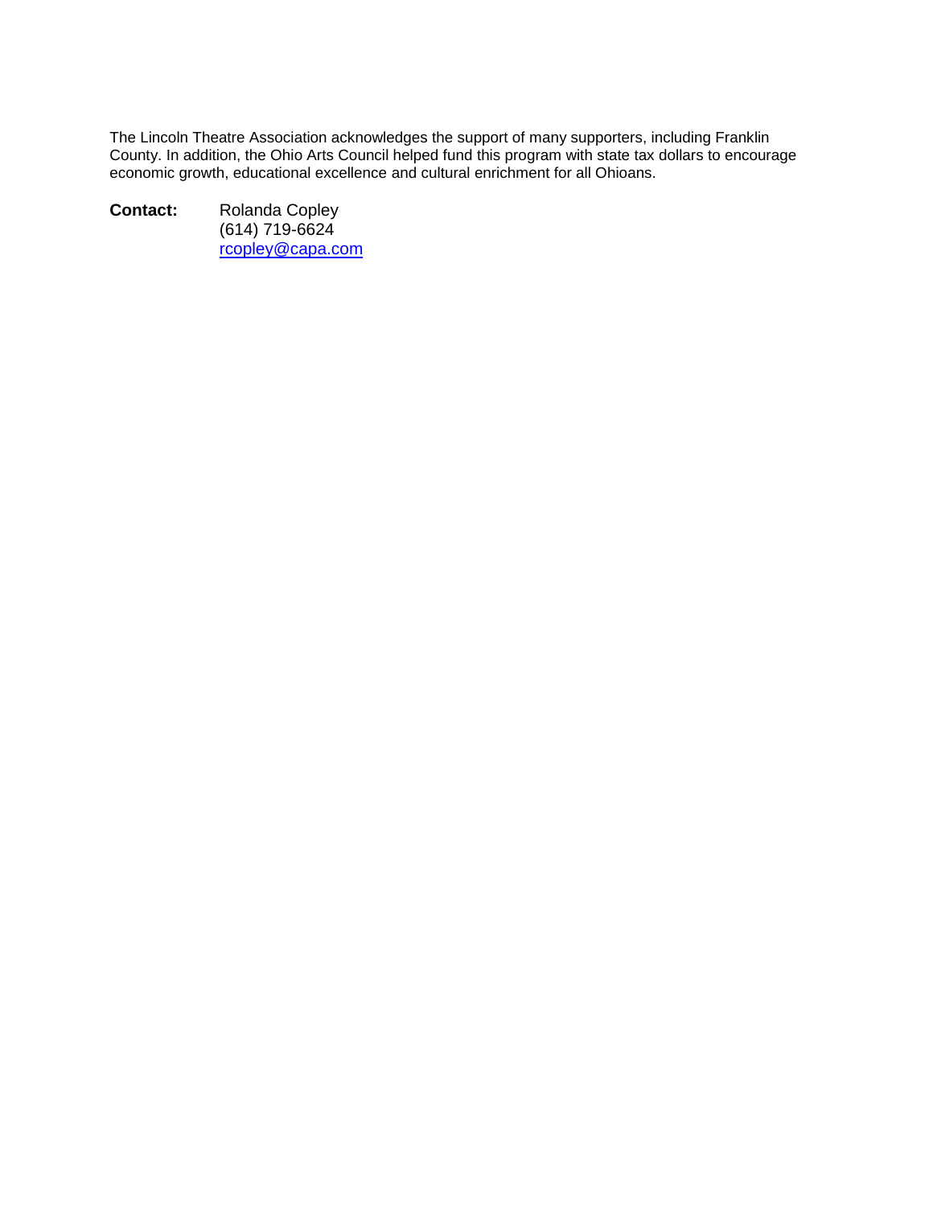The Lincoln Theatre Association acknowledges the support of many supporters, including Franklin County. In addition, the Ohio Arts Council helped fund this program with state tax dollars to encourage economic growth, educational excellence and cultural enrichment for all Ohioans.

**Contact:** Rolanda Copley
(614) 719-6624
rcopley@capa.com